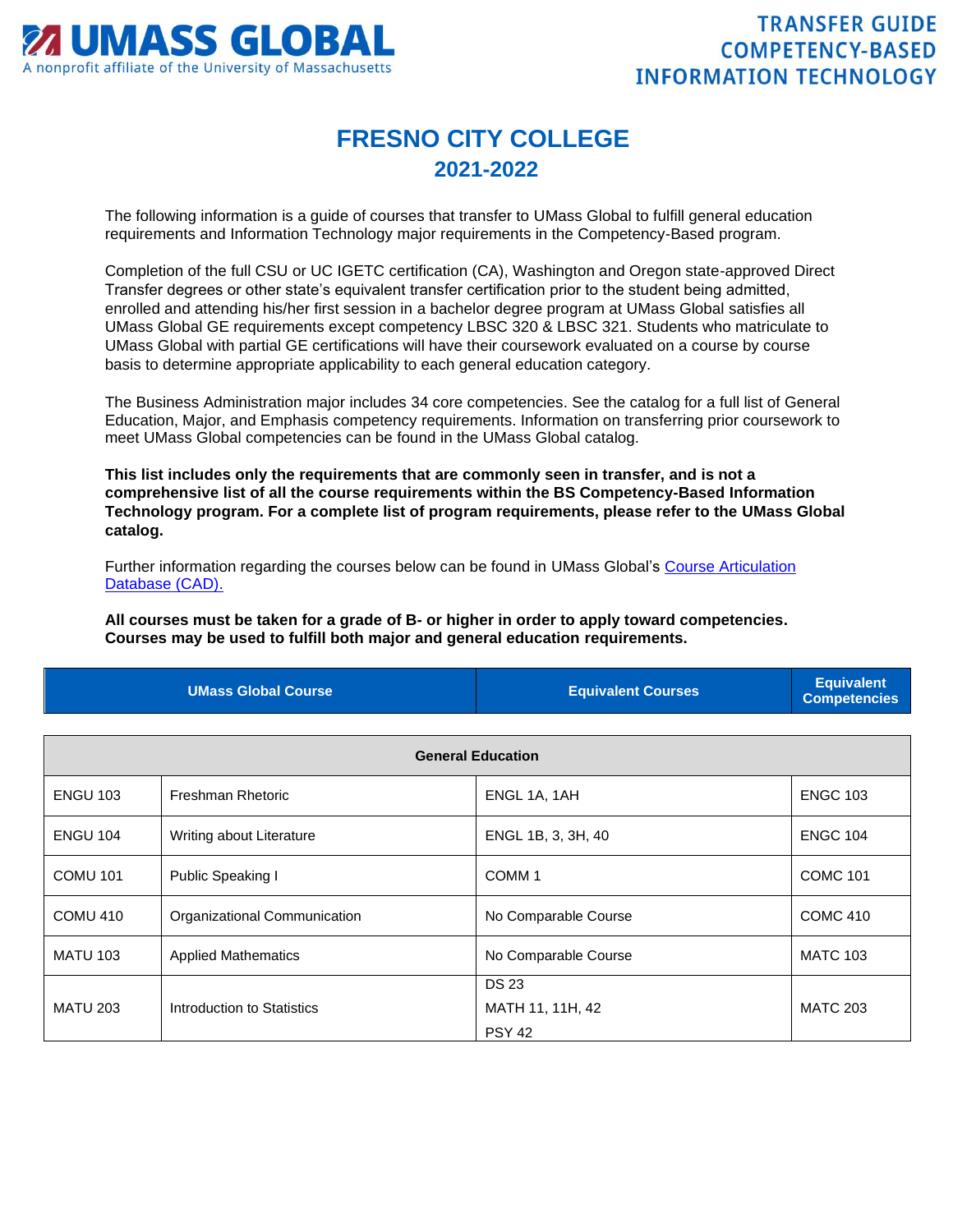# UMASS GLOBAL

A nonprofit affiliate of the University of Massachusetts

**TRANSFER GUIDE COMPETENCY-BASED INFORMATION TECHNOLOGY**

# FRESNO CITY COLLEGE

## 2021-2022

The following information is a guide of courses that transfer to UMass Global to fulfill general education requirements and Information Technology major requirements in the Competency-Based program.

Completion of the full CSU or UC IGETC certification (CA), Washington and Oregon state-approved Direct Transfer degrees or other state's equivalent transfer certification prior to the student being admitted, enrolled and attending his/her first session in a bachelor degree program at UMass Global satisfies all UMass Global GE requirements except competency LBSC 320 & LBSC 321. Students who matriculate to UMass Global with partial GE certifications will have their coursework evaluated on a course by course basis to determine appropriate applicability to each general education category.

The Business Administration major includes 34 core competencies. See the catalog for a full list of General Education, Major, and Emphasis competency requirements. Information on transferring prior coursework to meet UMass Global competencies can be found in the UMass Global catalog.

**This list includes only the requirements that are commonly seen in transfer, and is not a comprehensive list of all the course requirements within the BS Competency-Based Information Technology program. For a complete list of program requirements, please refer to the UMass Global catalog.**

Further information regarding the courses below can be found in UMass Global's [Course Articulation Database (CAD).]

**All courses must be taken for a grade of B- or higher in order to apply toward competencies. Courses may be used to fulfill both major and general education requirements.**

| UMass Global Course | | Equivalent Courses | Equivalent Competencies |
|---|---|---|---|
| **General Education** | | | |
| ENGU 103 | Freshman Rhetoric | ENGL 1A, 1AH | ENGC 103 |
| ENGU 104 | Writing about Literature | ENGL 1B, 3, 3H, 40 | ENGC 104 |
| COMU 101 | Public Speaking I | COMM 1 | COMC 101 |
| COMU 410 | Organizational Communication | No Comparable Course | COMC 410 |
| MATU 103 | Applied Mathematics | No Comparable Course | MATC 103 |
| MATU 203 | Introduction to Statistics | DS 23<br>MATH 11, 11H, 42<br>PSY 42 | MATC 203 |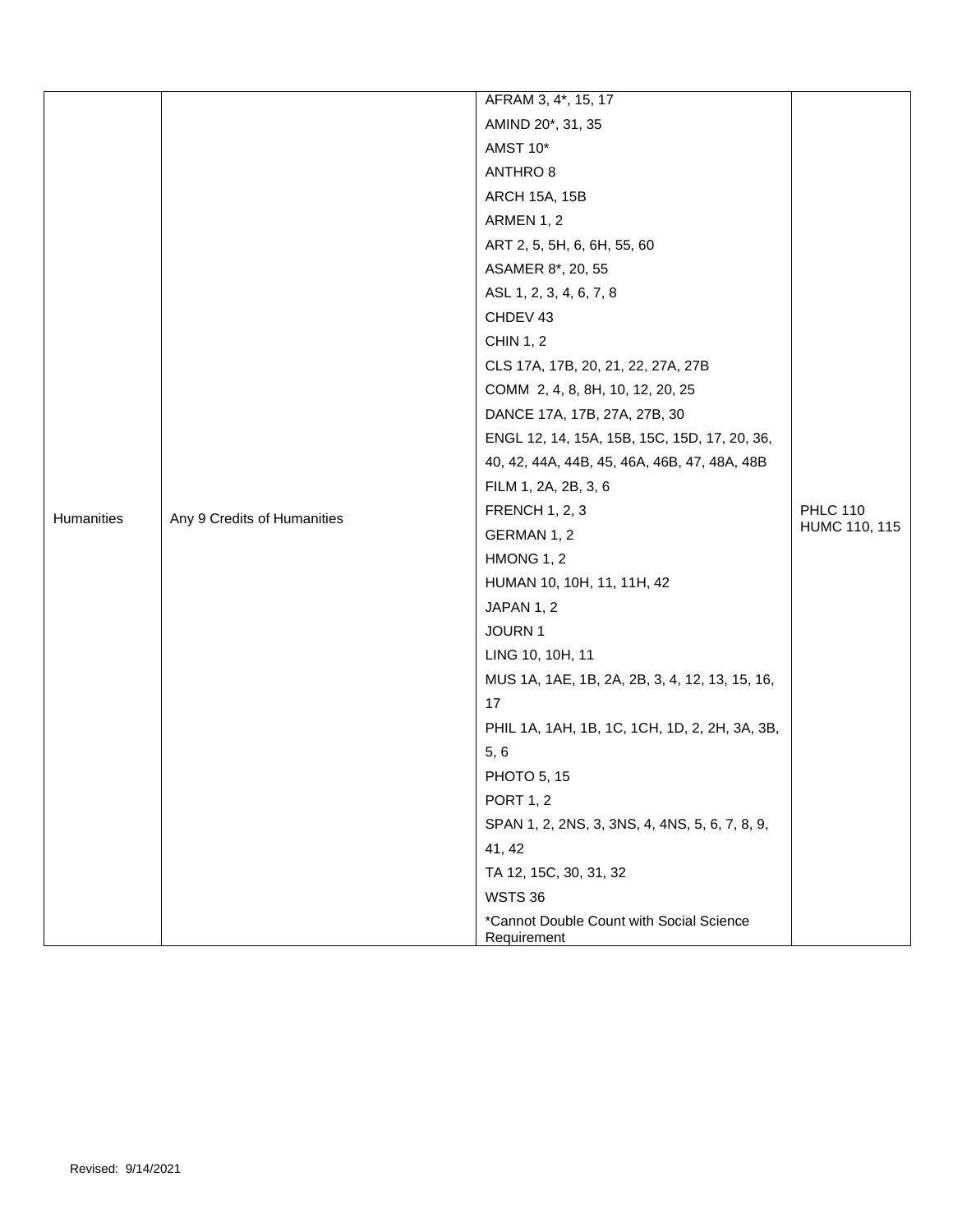| | | | |
|---|---|---|---|
| Humanities | Any 9 Credits of Humanities | AFRAM 3, 4*, 15, 17<br>AMIND 20*, 31, 35<br>AMST 10*<br>ANTHRO 8<br>ARCH 15A, 15B<br>ARMEN 1, 2<br>ART 2, 5, 5H, 6, 6H, 55, 60<br>ASAMER 8*, 20, 55<br>ASL 1, 2, 3, 4, 6, 7, 8<br>CHDEV 43<br>CHIN 1, 2<br>CLS 17A, 17B, 20, 21, 22, 27A, 27B<br>COMM 2, 4, 8, 8H, 10, 12, 20, 25<br>DANCE 17A, 17B, 27A, 27B, 30<br>ENGL 12, 14, 15A, 15B, 15C, 15D, 17, 20, 36, 40, 42, 44A, 44B, 45, 46A, 46B, 47, 48A, 48B<br>FILM 1, 2A, 2B, 3, 6<br>FRENCH 1, 2, 3<br>GERMAN 1, 2<br>HMONG 1, 2<br>HUMAN 10, 10H, 11, 11H, 42<br>JAPAN 1, 2<br>JOURN 1<br>LING 10, 10H, 11<br>MUS 1A, 1AE, 1B, 2A, 2B, 3, 4, 12, 13, 15, 16, 17<br>PHIL 1A, 1AH, 1B, 1C, 1CH, 1D, 2, 2H, 3A, 3B, 5, 6<br>PHOTO 5, 15<br>PORT 1, 2<br>SPAN 1, 2, 2NS, 3, 3NS, 4, 4NS, 5, 6, 7, 8, 9, 41, 42<br>TA 12, 15C, 30, 31, 32<br>WSTS 36<br>*Cannot Double Count with Social Science Requirement | PHLC 110<br>HUMC 110, 115 |

Revised: 9/14/2021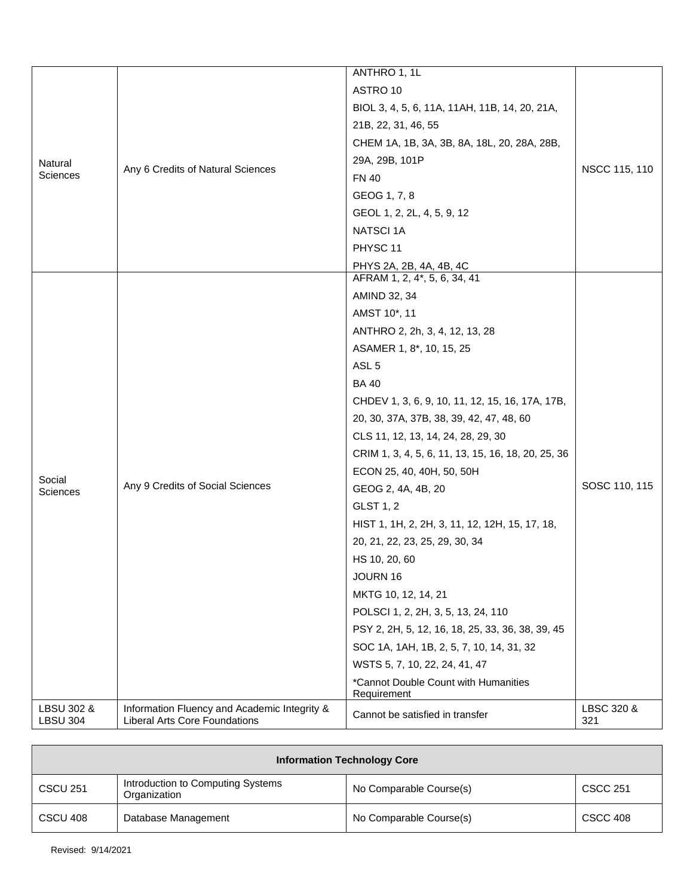| | | | |
|---|---|---|---|
| Natural Sciences | Any 6 Credits of Natural Sciences | ANTHRO 1, 1L<br>ASTRO 10<br>BIOL 3, 4, 5, 6, 11A, 11AH, 11B, 14, 20, 21A, 21B, 22, 31, 46, 55<br>CHEM 1A, 1B, 3A, 3B, 8A, 18L, 20, 28A, 28B, 29A, 29B, 101P<br>FN 40<br>GEOG 1, 7, 8<br>GEOL 1, 2, 2L, 4, 5, 9, 12<br>NATSCI 1A<br>PHYSC 11<br>PHYS 2A, 2B, 4A, 4B, 4C | NSCC 115, 110 |
| Social Sciences | Any 9 Credits of Social Sciences | AFRAM 1, 2, 4*, 5, 6, 34, 41<br>AMIND 32, 34<br>AMST 10*, 11<br>ANTHRO 2, 2h, 3, 4, 12, 13, 28<br>ASAMER 1, 8*, 10, 15, 25<br>ASL 5<br>BA 40<br>CHDEV 1, 3, 6, 9, 10, 11, 12, 15, 16, 17A, 17B, 20, 30, 37A, 37B, 38, 39, 42, 47, 48, 60<br>CLS 11, 12, 13, 14, 24, 28, 29, 30<br>CRIM 1, 3, 4, 5, 6, 11, 13, 15, 16, 18, 20, 25, 36<br>ECON 25, 40, 40H, 50, 50H<br>GEOG 2, 4A, 4B, 20<br>GLST 1, 2<br>HIST 1, 1H, 2, 2H, 3, 11, 12, 12H, 15, 17, 18, 20, 21, 22, 23, 25, 29, 30, 34<br>HS 10, 20, 60<br>JOURN 16<br>MKTG 10, 12, 14, 21<br>POLSCI 1, 2, 2H, 3, 5, 13, 24, 110<br>PSY 2, 2H, 5, 12, 16, 18, 25, 33, 36, 38, 39, 45<br>SOC 1A, 1AH, 1B, 2, 5, 7, 10, 14, 31, 32<br>WSTS 5, 7, 10, 22, 24, 41, 47<br>*Cannot Double Count with Humanities Requirement | SOSC 110, 115 |
| LBSU 302 & LBSU 304 | Information Fluency and Academic Integrity & Liberal Arts Core Foundations | Cannot be satisfied in transfer | LBSC 320 & 321 |

| Information Technology Core | | | |
|---|---|---|---|
| CSCU 251 | Introduction to Computing Systems Organization | No Comparable Course(s) | CSCC 251 |
| CSCU 408 | Database Management | No Comparable Course(s) | CSCC 408 |

Revised: 9/14/2021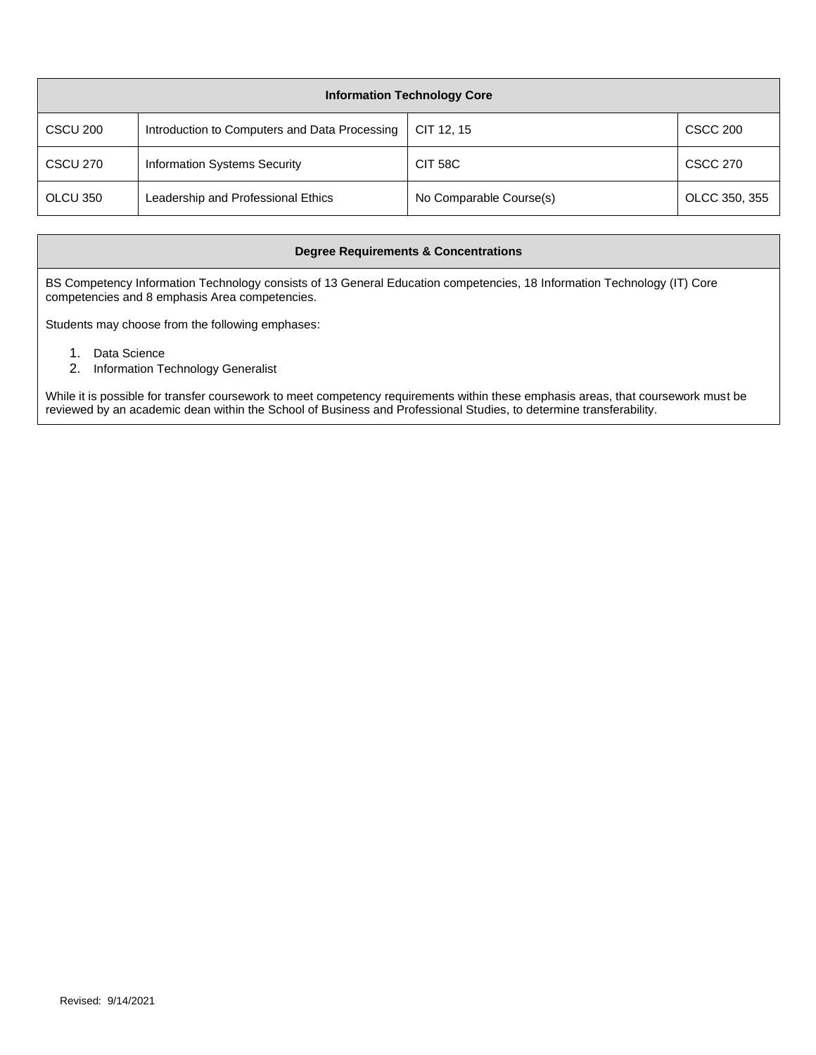| Information Technology Core | | | |
| --- | --- | --- | --- |
| CSCU 200 | Introduction to Computers and Data Processing | CIT 12, 15 | CSCC 200 |
| CSCU 270 | Information Systems Security | CIT 58C | CSCC 270 |
| OLCU 350 | Leadership and Professional Ethics | No Comparable Course(s) | OLCC 350, 355 |

**Degree Requirements & Concentrations**

BS Competency Information Technology consists of 13 General Education competencies, 18 Information Technology (IT) Core competencies and 8 emphasis Area competencies.

Students may choose from the following emphases:

1. Data Science
2. Information Technology Generalist

While it is possible for transfer coursework to meet competency requirements within these emphasis areas, that coursework must be reviewed by an academic dean within the School of Business and Professional Studies, to determine transferability.

Revised: 9/14/2021